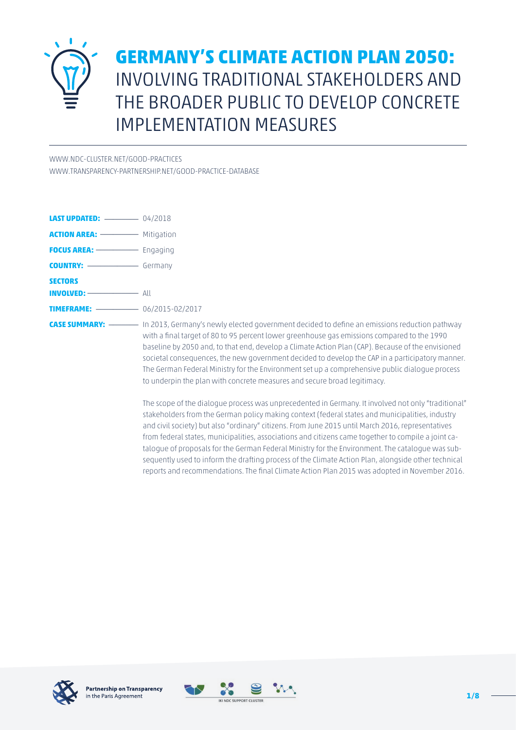# **GERMANY'S CLIMATE ACTION PLAN 2050:** INVOLVING TRADITIONAL STAKEHOLDERS AND THE BROADER PUBLIC TO DEVELOP CONCRETE IMPLEMENTATION MEASURES

WWW.NDC-CLUSTER.NET/GOOD-PRACTICES
WWW.TRANSPARENCY-PARTNERSHIP.NET/GOOD-PRACTICE-DATABASE

**LAST UPDATED:** 04/2018

**ACTION AREA:** Mitigation

**FOCUS AREA:** Engaging

**COUNTRY:** Germany

**SECTORS INVOLVED:** All

**TIMEFRAME:** 06/2015-02/2017

**CASE SUMMARY:** In 2013, Germany's newly elected government decided to define an emissions reduction pathway with a final target of 80 to 95 percent lower greenhouse gas emissions compared to the 1990 baseline by 2050 and, to that end, develop a Climate Action Plan (CAP). Because of the envisioned societal consequences, the new government decided to develop the CAP in a participatory manner. The German Federal Ministry for the Environment set up a comprehensive public dialogue process to underpin the plan with concrete measures and secure broad legitimacy.

The scope of the dialogue process was unprecedented in Germany. It involved not only "traditional" stakeholders from the German policy making context (federal states and municipalities, industry and civil society) but also "ordinary" citizens. From June 2015 until March 2016, representatives from federal states, municipalities, associations and citizens came together to compile a joint catalogue of proposals for the German Federal Ministry for the Environment. The catalogue was subsequently used to inform the drafting process of the Climate Action Plan, alongside other technical reports and recommendations. The final Climate Action Plan 2015 was adopted in November 2016.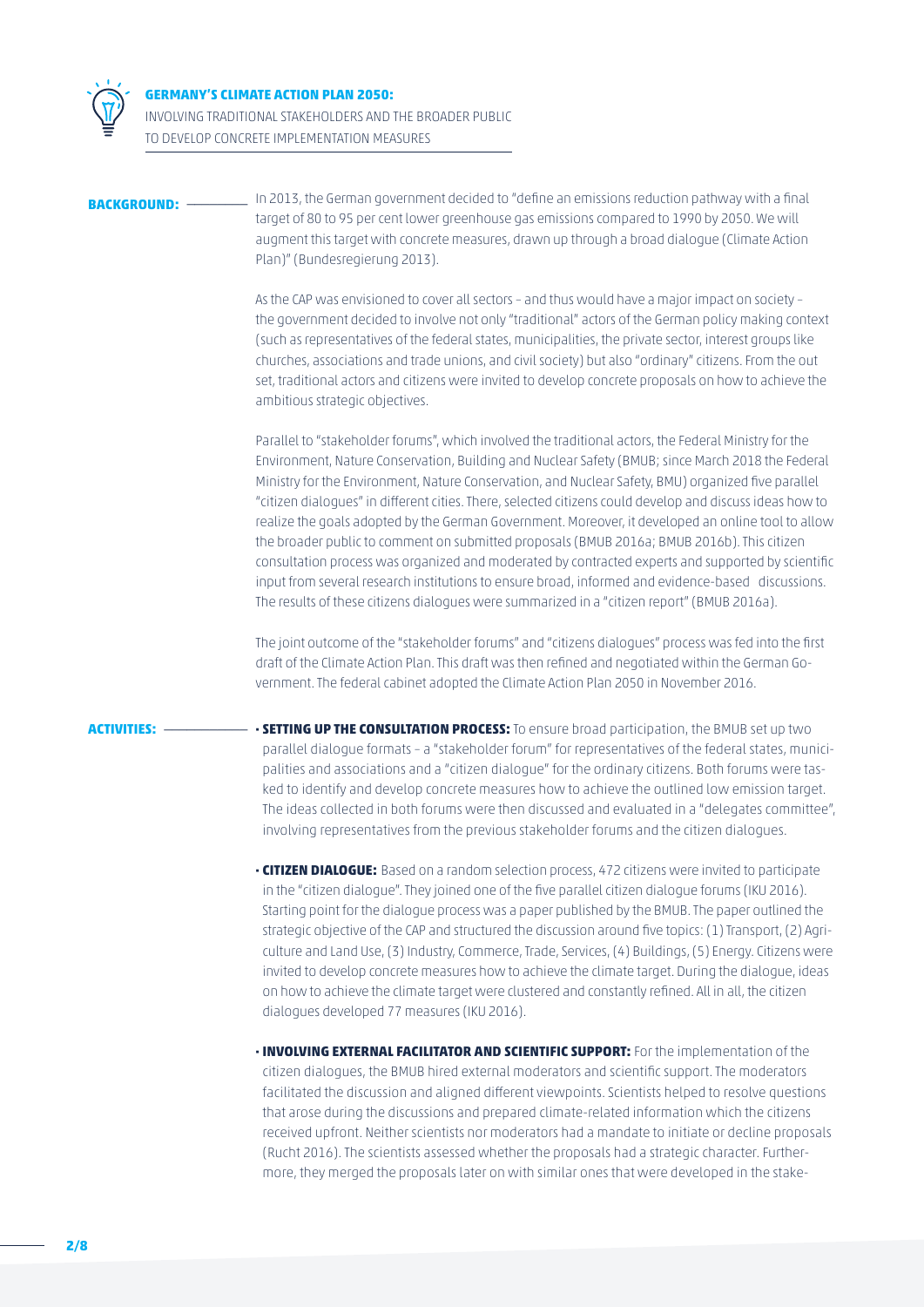## GERMANY'S CLIMATE ACTION PLAN 2050:

INVOLVING TRADITIONAL STAKEHOLDERS AND THE BROADER PUBLIC TO DEVELOP CONCRETE IMPLEMENTATION MEASURES

**BACKGROUND:**

In 2013, the German government decided to "define an emissions reduction pathway with a final target of 80 to 95 per cent lower greenhouse gas emissions compared to 1990 by 2050. We will augment this target with concrete measures, drawn up through a broad dialogue (Climate Action Plan)" (Bundesregierung 2013).

As the CAP was envisioned to cover all sectors – and thus would have a major impact on society – the government decided to involve not only "traditional" actors of the German policy making context (such as representatives of the federal states, municipalities, the private sector, interest groups like churches, associations and trade unions, and civil society) but also "ordinary" citizens. From the out set, traditional actors and citizens were invited to develop concrete proposals on how to achieve the ambitious strategic objectives.

Parallel to "stakeholder forums", which involved the traditional actors, the Federal Ministry for the Environment, Nature Conservation, Building and Nuclear Safety (BMUB; since March 2018 the Federal Ministry for the Environment, Nature Conservation, and Nuclear Safety, BMU) organized five parallel "citizen dialogues" in different cities. There, selected citizens could develop and discuss ideas how to realize the goals adopted by the German Government. Moreover, it developed an online tool to allow the broader public to comment on submitted proposals (BMUB 2016a; BMUB 2016b). This citizen consultation process was organized and moderated by contracted experts and supported by scientific input from several research institutions to ensure broad, informed and evidence-based discussions. The results of these citizens dialogues were summarized in a "citizen report" (BMUB 2016a).

The joint outcome of the "stakeholder forums" and "citizens dialogues" process was fed into the first draft of the Climate Action Plan. This draft was then refined and negotiated within the German Government. The federal cabinet adopted the Climate Action Plan 2050 in November 2016.

**ACTIVITIES:**

- **SETTING UP THE CONSULTATION PROCESS:** To ensure broad participation, the BMUB set up two parallel dialogue formats – a "stakeholder forum" for representatives of the federal states, municipalities and associations and a "citizen dialogue" for the ordinary citizens. Both forums were tasked to identify and develop concrete measures how to achieve the outlined low emission target. The ideas collected in both forums were then discussed and evaluated in a "delegates committee", involving representatives from the previous stakeholder forums and the citizen dialogues.

- **CITIZEN DIALOGUE:** Based on a random selection process, 472 citizens were invited to participate in the "citizen dialogue". They joined one of the five parallel citizen dialogue forums (IKU 2016). Starting point for the dialogue process was a paper published by the BMUB. The paper outlined the strategic objective of the CAP and structured the discussion around five topics: (1) Transport, (2) Agriculture and Land Use, (3) Industry, Commerce, Trade, Services, (4) Buildings, (5) Energy. Citizens were invited to develop concrete measures how to achieve the climate target. During the dialogue, ideas on how to achieve the climate target were clustered and constantly refined. All in all, the citizen dialogues developed 77 measures (IKU 2016).

- **INVOLVING EXTERNAL FACILITATOR AND SCIENTIFIC SUPPORT:** For the implementation of the citizen dialogues, the BMUB hired external moderators and scientific support. The moderators facilitated the discussion and aligned different viewpoints. Scientists helped to resolve questions that arose during the discussions and prepared climate-related information which the citizens received upfront. Neither scientists nor moderators had a mandate to initiate or decline proposals (Rucht 2016). The scientists assessed whether the proposals had a strategic character. Furthermore, they merged the proposals later on with similar ones that were developed in the stake-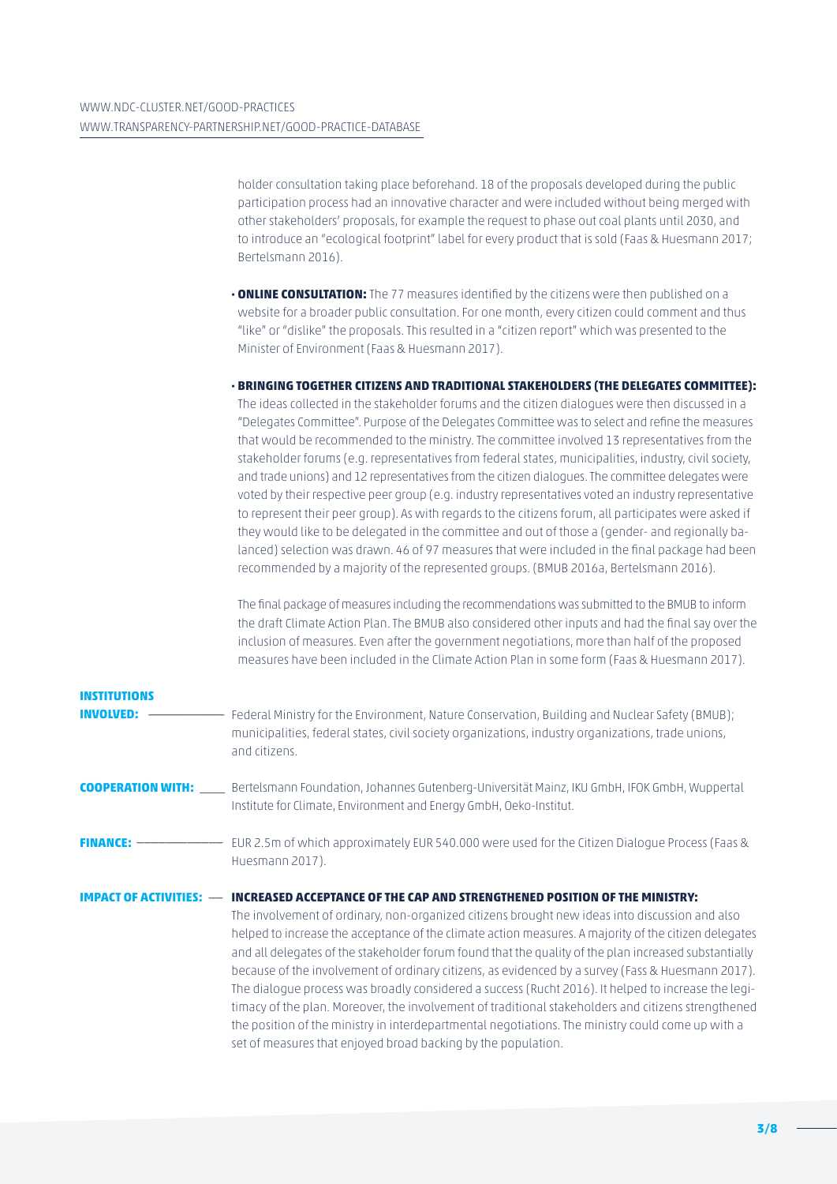holder consultation taking place beforehand. 18 of the proposals developed during the public participation process had an innovative character and were included without being merged with other stakeholders' proposals, for example the request to phase out coal plants until 2030, and to introduce an "ecological footprint" label for every product that is sold (Faas & Huesmann 2017; Bertelsmann 2016).

- **ONLINE CONSULTATION:** The 77 measures identified by the citizens were then published on a website for a broader public consultation. For one month, every citizen could comment and thus "like" or "dislike" the proposals. This resulted in a "citizen report" which was presented to the Minister of Environment (Faas & Huesmann 2017).

- **BRINGING TOGETHER CITIZENS AND TRADITIONAL STAKEHOLDERS (THE DELEGATES COMMITTEE):** The ideas collected in the stakeholder forums and the citizen dialogues were then discussed in a "Delegates Committee". Purpose of the Delegates Committee was to select and refine the measures that would be recommended to the ministry. The committee involved 13 representatives from the stakeholder forums (e.g. representatives from federal states, municipalities, industry, civil society, and trade unions) and 12 representatives from the citizen dialogues. The committee delegates were voted by their respective peer group (e.g. industry representatives voted an industry representative to represent their peer group). As with regards to the citizens forum, all participates were asked if they would like to be delegated in the committee and out of those a (gender- and regionally balanced) selection was drawn. 46 of 97 measures that were included in the final package had been recommended by a majority of the represented groups. (BMUB 2016a, Bertelsmann 2016).

  The final package of measures including the recommendations was submitted to the BMUB to inform the draft Climate Action Plan. The BMUB also considered other inputs and had the final say over the inclusion of measures. Even after the government negotiations, more than half of the proposed measures have been included in the Climate Action Plan in some form (Faas & Huesmann 2017).

**INSTITUTIONS INVOLVED:** Federal Ministry for the Environment, Nature Conservation, Building and Nuclear Safety (BMUB); municipalities, federal states, civil society organizations, industry organizations, trade unions, and citizens.

**COOPERATION WITH:** Bertelsmann Foundation, Johannes Gutenberg-Universität Mainz, IKU GmbH, IFOK GmbH, Wuppertal Institute for Climate, Environment and Energy GmbH, Oeko-Institut.

**FINANCE:** EUR 2.5m of which approximately EUR 540.000 were used for the Citizen Dialogue Process (Faas & Huesmann 2017).

**IMPACT OF ACTIVITIES:** **INCREASED ACCEPTANCE OF THE CAP AND STRENGTHENED POSITION OF THE MINISTRY:**
The involvement of ordinary, non-organized citizens brought new ideas into discussion and also helped to increase the acceptance of the climate action measures. A majority of the citizen delegates and all delegates of the stakeholder forum found that the quality of the plan increased substantially because of the involvement of ordinary citizens, as evidenced by a survey (Fass & Huesmann 2017). The dialogue process was broadly considered a success (Rucht 2016). It helped to increase the legitimacy of the plan. Moreover, the involvement of traditional stakeholders and citizens strengthened the position of the ministry in interdepartmental negotiations. The ministry could come up with a set of measures that enjoyed broad backing by the population.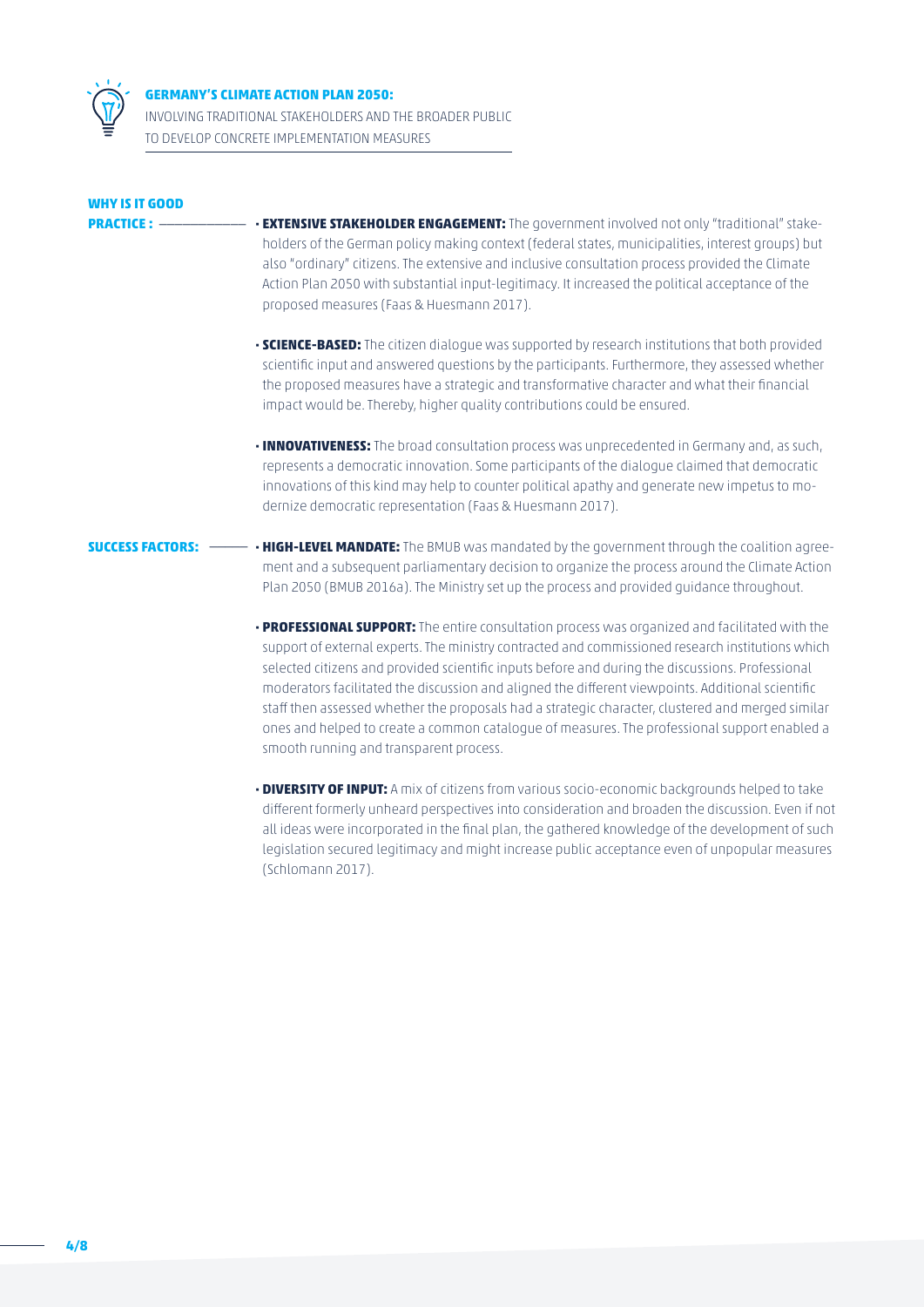**GERMANY'S CLIMATE ACTION PLAN 2050:**
INVOLVING TRADITIONAL STAKEHOLDERS AND THE BROADER PUBLIC TO DEVELOP CONCRETE IMPLEMENTATION MEASURES

### WHY IS IT GOOD PRACTICE :

- **EXTENSIVE STAKEHOLDER ENGAGEMENT:** The government involved not only "traditional" stakeholders of the German policy making context (federal states, municipalities, interest groups) but also "ordinary" citizens. The extensive and inclusive consultation process provided the Climate Action Plan 2050 with substantial input-legitimacy. It increased the political acceptance of the proposed measures (Faas & Huesmann 2017).

- **SCIENCE-BASED:** The citizen dialogue was supported by research institutions that both provided scientific input and answered questions by the participants. Furthermore, they assessed whether the proposed measures have a strategic and transformative character and what their financial impact would be. Thereby, higher quality contributions could be ensured.

- **INNOVATIVENESS:** The broad consultation process was unprecedented in Germany and, as such, represents a democratic innovation. Some participants of the dialogue claimed that democratic innovations of this kind may help to counter political apathy and generate new impetus to modernize democratic representation (Faas & Huesmann 2017).

### SUCCESS FACTORS:

- **HIGH-LEVEL MANDATE:** The BMUB was mandated by the government through the coalition agreement and a subsequent parliamentary decision to organize the process around the Climate Action Plan 2050 (BMUB 2016a). The Ministry set up the process and provided guidance throughout.

- **PROFESSIONAL SUPPORT:** The entire consultation process was organized and facilitated with the support of external experts. The ministry contracted and commissioned research institutions which selected citizens and provided scientific inputs before and during the discussions. Professional moderators facilitated the discussion and aligned the different viewpoints. Additional scientific staff then assessed whether the proposals had a strategic character, clustered and merged similar ones and helped to create a common catalogue of measures. The professional support enabled a smooth running and transparent process.

- **DIVERSITY OF INPUT:** A mix of citizens from various socio-economic backgrounds helped to take different formerly unheard perspectives into consideration and broaden the discussion. Even if not all ideas were incorporated in the final plan, the gathered knowledge of the development of such legislation secured legitimacy and might increase public acceptance even of unpopular measures (Schlomann 2017).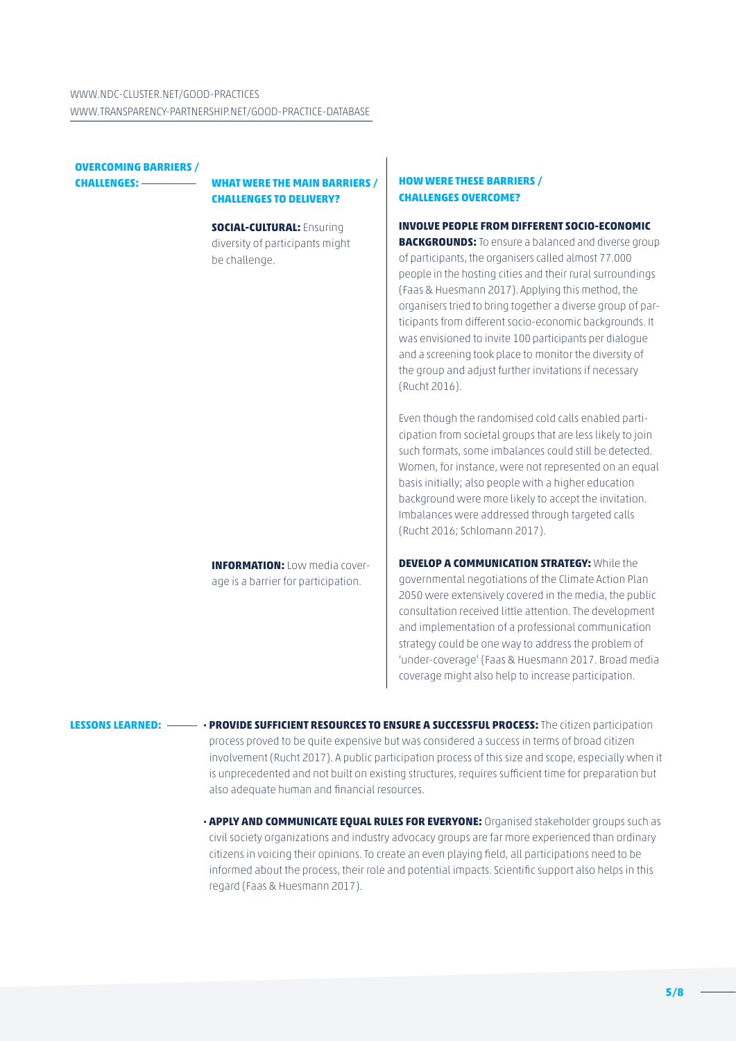WWW.NDC-CLUSTER.NET/GOOD-PRACTICES
WWW.TRANSPARENCY-PARTNERSHIP.NET/GOOD-PRACTICE-DATABASE

## OVERCOMING BARRIERS / CHALLENGES:

| WHAT WERE THE MAIN BARRIERS / CHALLENGES TO DELIVERY? | HOW WERE THESE BARRIERS / CHALLENGES OVERCOME? |
|---|---|
| **SOCIAL-CULTURAL:** Ensuring diversity of participants might be challenge. | **INVOLVE PEOPLE FROM DIFFERENT SOCIO-ECONOMIC BACKGROUNDS:** To ensure a balanced and diverse group of participants, the organisers called almost 77.000 people in the hosting cities and their rural surroundings (Faas & Huesmann 2017). Applying this method, the organisers tried to bring together a diverse group of participants from different socio-economic backgrounds. It was envisioned to invite 100 participants per dialogue and a screening took place to monitor the diversity of the group and adjust further invitations if necessary (Rucht 2016).<br><br>Even though the randomised cold calls enabled participation from societal groups that are less likely to join such formats, some imbalances could still be detected. Women, for instance, were not represented on an equal basis initially; also people with a higher education background were more likely to accept the invitation. Imbalances were addressed through targeted calls (Rucht 2016; Schlomann 2017). |
| **INFORMATION:** Low media coverage is a barrier for participation. | **DEVELOP A COMMUNICATION STRATEGY:** While the governmental negotiations of the Climate Action Plan 2050 were extensively covered in the media, the public consultation received little attention. The development and implementation of a professional communication strategy could be one way to address the problem of 'under-coverage' (Faas & Huesmann 2017. Broad media coverage might also help to increase participation. |

## LESSONS LEARNED:

- **PROVIDE SUFFICIENT RESOURCES TO ENSURE A SUCCESSFUL PROCESS:** The citizen participation process proved to be quite expensive but was considered a success in terms of broad citizen involvement (Rucht 2017). A public participation process of this size and scope, especially when it is unprecedented and not built on existing structures, requires sufficient time for preparation but also adequate human and financial resources.

- **APPLY AND COMMUNICATE EQUAL RULES FOR EVERYONE:** Organised stakeholder groups such as civil society organizations and industry advocacy groups are far more experienced than ordinary citizens in voicing their opinions. To create an even playing field, all participations need to be informed about the process, their role and potential impacts. Scientific support also helps in this regard (Faas & Huesmann 2017).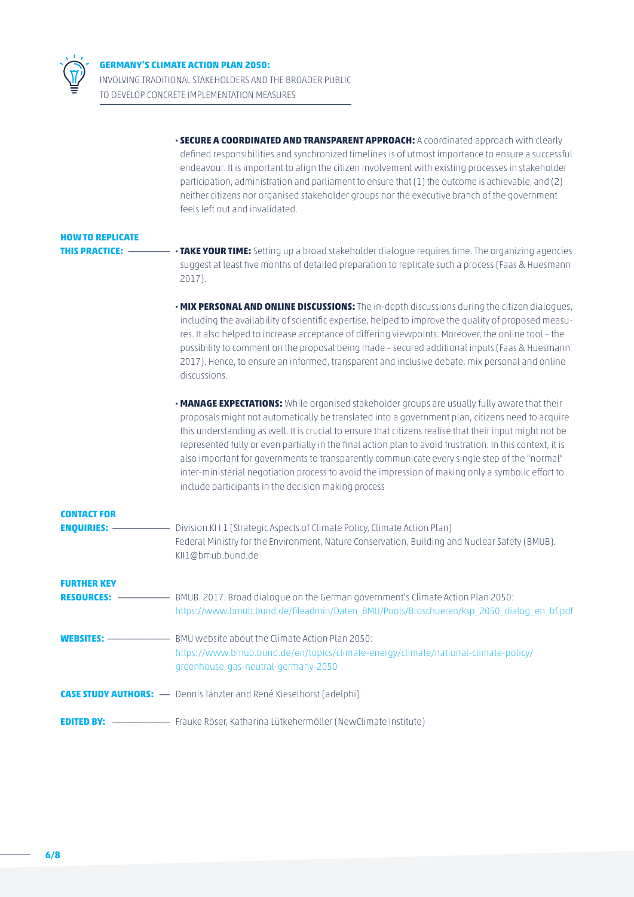- **SECURE A COORDINATED AND TRANSPARENT APPROACH:** A coordinated approach with clearly defined responsibilities and synchronized timelines is of utmost importance to ensure a successful endeavour. It is important to align the citizen involvement with existing processes in stakeholder participation, administration and parliament to ensure that (1) the outcome is achievable, and (2) neither citizens nor organised stakeholder groups nor the executive branch of the government feels left out and invalidated.

**HOW TO REPLICATE THIS PRACTICE:**

- **TAKE YOUR TIME:** Setting up a broad stakeholder dialogue requires time. The organizing agencies suggest at least five months of detailed preparation to replicate such a process (Faas & Huesmann 2017).

- **MIX PERSONAL AND ONLINE DISCUSSIONS:** The in-depth discussions during the citizen dialogues, including the availability of scientific expertise, helped to improve the quality of proposed measures. It also helped to increase acceptance of differing viewpoints. Moreover, the online tool – the possibility to comment on the proposal being made – secured additional inputs (Faas & Huesmann 2017). Hence, to ensure an informed, transparent and inclusive debate, mix personal and online discussions.

- **MANAGE EXPECTATIONS:** While organised stakeholder groups are usually fully aware that their proposals might not automatically be translated into a government plan, citizens need to acquire this understanding as well. It is crucial to ensure that citizens realise that their input might not be represented fully or even partially in the final action plan to avoid frustration. In this context, it is also important for governments to transparently communicate every single step of the "normal" inter-ministerial negotiation process to avoid the impression of making only a symbolic effort to include participants in the decision making process

**CONTACT FOR ENQUIRIES:** Division KI I 1 (Strategic Aspects of Climate Policy, Climate Action Plan)
Federal Ministry for the Environment, Nature Conservation, Building and Nuclear Safety (BMUB).
KII1@bmub.bund.de

**FURTHER KEY RESOURCES:** BMUB. 2017. Broad dialogue on the German government's Climate Action Plan 2050:
https://www.bmub.bund.de/fileadmin/Daten_BMU/Pools/Broschueren/ksp_2050_dialog_en_bf.pdf

**WEBSITES:** BMU website about the Climate Action Plan 2050:
https://www.bmub.bund.de/en/topics/climate-energy/climate/national-climate-policy/greenhouse-gas-neutral-germany-2050

**CASE STUDY AUTHORS:** Dennis Tänzler and René Kieselhorst (adelphi)

**EDITED BY:** Frauke Röser, Katharina Lütkehermöller (NewClimate Institute)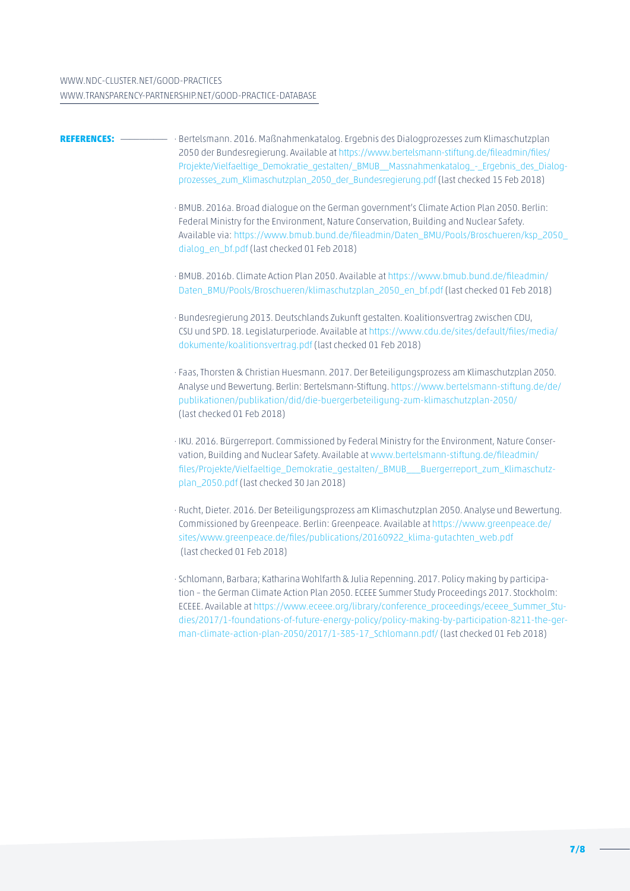WWW.NDC-CLUSTER.NET/GOOD-PRACTICES
WWW.TRANSPARENCY-PARTNERSHIP.NET/GOOD-PRACTICE-DATABASE

**REFERENCES:**

- Bertelsmann. 2016. Maßnahmenkatalog. Ergebnis des Dialogprozesses zum Klimaschutzplan 2050 der Bundesregierung. Available at https://www.bertelsmann-stiftung.de/fileadmin/files/Projekte/Vielfaeltige_Demokratie_gestalten/_BMUB__Massnahmenkatalog_-_Ergebnis_des_Dialogprozesses_zum_Klimaschutzplan_2050_der_Bundesregierung.pdf (last checked 15 Feb 2018)

- BMUB. 2016a. Broad dialogue on the German government's Climate Action Plan 2050. Berlin: Federal Ministry for the Environment, Nature Conservation, Building and Nuclear Safety. Available via: https://www.bmub.bund.de/fileadmin/Daten_BMU/Pools/Broschueren/ksp_2050_dialog_en_bf.pdf (last checked 01 Feb 2018)

- BMUB. 2016b. Climate Action Plan 2050. Available at https://www.bmub.bund.de/fileadmin/Daten_BMU/Pools/Broschueren/klimaschutzplan_2050_en_bf.pdf (last checked 01 Feb 2018)

- Bundesregierung 2013. Deutschlands Zukunft gestalten. Koalitionsvertrag zwischen CDU, CSU und SPD. 18. Legislaturperiode. Available at https://www.cdu.de/sites/default/files/media/dokumente/koalitionsvertrag.pdf (last checked 01 Feb 2018)

- Faas, Thorsten & Christian Huesmann. 2017. Der Beteiligungsprozess am Klimaschutzplan 2050. Analyse und Bewertung. Berlin: Bertelsmann-Stiftung. https://www.bertelsmann-stiftung.de/de/publikationen/publikation/did/die-buergerbeteiligung-zum-klimaschutzplan-2050/ (last checked 01 Feb 2018)

- IKU. 2016. Bürgerreport. Commissioned by Federal Ministry for the Environment, Nature Conservation, Building and Nuclear Safety. Available at www.bertelsmann-stiftung.de/fileadmin/files/Projekte/Vielfaeltige_Demokratie_gestalten/_BMUB___Buergerreport_zum_Klimaschutzplan_2050.pdf (last checked 30 Jan 2018)

- Rucht, Dieter. 2016. Der Beteiligungsprozess am Klimaschutzplan 2050. Analyse und Bewertung. Commissioned by Greenpeace. Berlin: Greenpeace. Available at https://www.greenpeace.de/sites/www.greenpeace.de/files/publications/20160922_klima-gutachten_web.pdf (last checked 01 Feb 2018)

- Schlomann, Barbara; Katharina Wohlfarth & Julia Repenning. 2017. Policy making by participation – the German Climate Action Plan 2050. ECEEE Summer Study Proceedings 2017. Stockholm: ECEEE. Available at https://www.eceee.org/library/conference_proceedings/eceee_Summer_Studies/2017/1-foundations-of-future-energy-policy/policy-making-by-participation-8211-the-german-climate-action-plan-2050/2017/1-385-17_Schlomann.pdf/ (last checked 01 Feb 2018)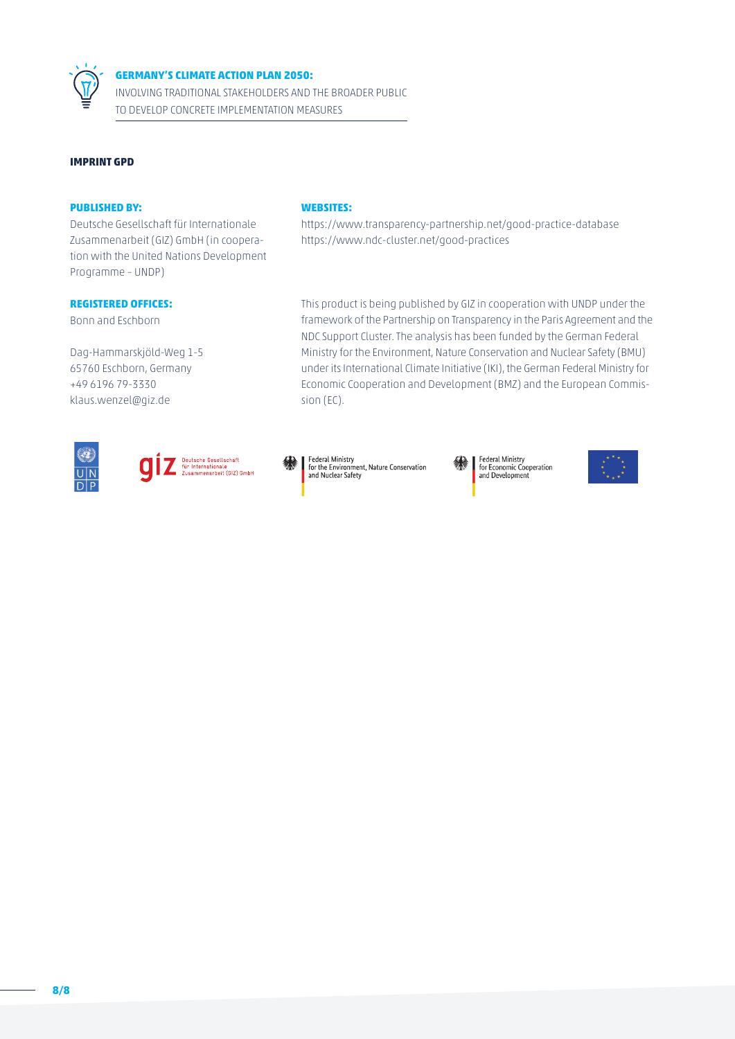## IMPRINT GPD

**PUBLISHED BY:**

Deutsche Gesellschaft für Internationale Zusammenarbeit (GIZ) GmbH (in cooperation with the United Nations Development Programme – UNDP)

**REGISTERED OFFICES:**

Bonn and Eschborn

Dag-Hammarskjöld-Weg 1-5
65760 Eschborn, Germany
+49 6196 79-3330
klaus.wenzel@giz.de

**WEBSITES:**

https://www.transparency-partnership.net/good-practice-database
https://www.ndc-cluster.net/good-practices

This product is being published by GIZ in cooperation with UNDP under the framework of the Partnership on Transparency in the Paris Agreement and the NDC Support Cluster. The analysis has been funded by the German Federal Ministry for the Environment, Nature Conservation and Nuclear Safety (BMU) under its International Climate Initiative (IKI), the German Federal Ministry for Economic Cooperation and Development (BMZ) and the European Commission (EC).

UNDP

giz Deutsche Gesellschaft für Internationale Zusammenarbeit (GIZ) GmbH

Federal Ministry for the Environment, Nature Conservation and Nuclear Safety

Federal Ministry for Economic Cooperation and Development